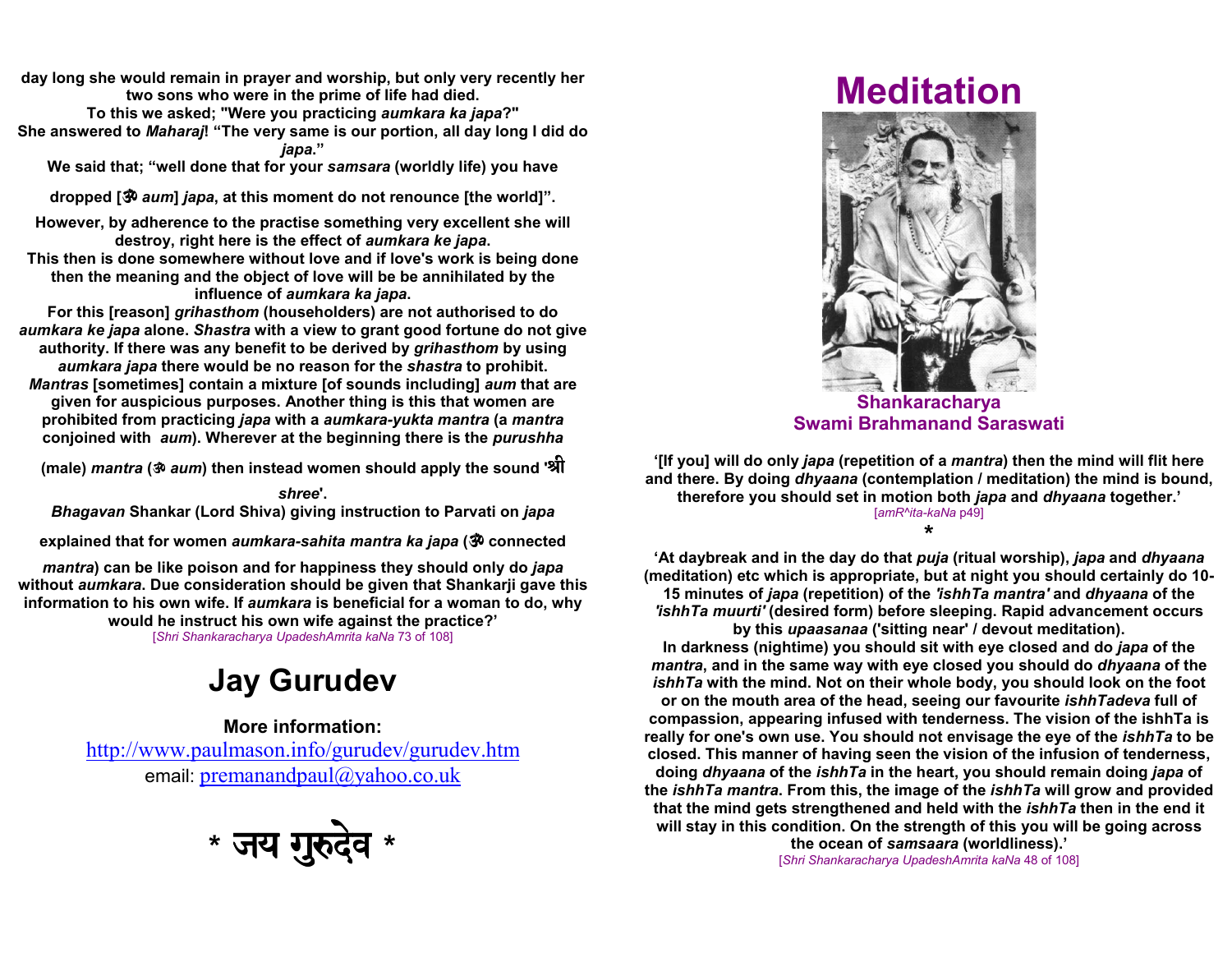**day long she would remain in prayer and worship, but only very recently her two sons who were in the prime of life had died.**
**To this we asked; "Were you practicing *aumkara ka japa*?"**
**She answered to *Maharaj*! "The very same is our portion, all day long I did do *japa*."**
**We said that; "well done that for your *samsara* (worldly life) you have dropped [ॐ *aum*] *japa*, at this moment do not renounce [the world]".**
**However, by adherence to the practise something very excellent she will destroy, right here is the effect of *aumkara ke japa*.**
**This then is done somewhere without love and if love's work is being done then the meaning and the object of love will be be annihilated by the influence of *aumkara ka japa*.**
**For this [reason] *grihasthom* (householders) are not authorised to do *aumkara ke japa* alone. *Shastra* with a view to grant good fortune do not give authority. If there was any benefit to be derived by *grihasthom* by using *aumkara japa* there would be no reason for the *shastra* to prohibit.**
***Mantras* [sometimes] contain a mixture [of sounds including] *aum* that are given for auspicious purposes. Another thing is this that women are prohibited from practicing *japa* with a *aumkara-yukta mantra* (a *mantra* conjoined with *aum*). Wherever at the beginning there is the *purushha* (male) *mantra* (ॐ *aum*) then instead women should apply the sound 'श्री *shree*'.**
***Bhagavan* Shankar (Lord Shiva) giving instruction to Parvati on *japa* explained that for women *aumkara-sahita mantra ka japa* (ॐ connected *mantra*) can be like poison and for happiness they should only do *japa* without *aumkara*. Due consideration should be given that Shankarji gave this information to his own wife. If *aumkara* is beneficial for a woman to do, why would he instruct his own wife against the practice?'**
[*Shri Shankaracharya UpadeshAmrita kaNa* 73 of 108]

# Jay Gurudev

**More information:**
http://www.paulmason.info/gurudev/gurudev.htm
email: premanandpaul@yahoo.co.uk

# * जय गुरुदेव *

# Meditation

**Shankaracharya**
**Swami Brahmanand Saraswati**

**'[If you] will do only *japa* (repetition of a *mantra*) then the mind will flit here and there. By doing *dhyaana* (contemplation / meditation) the mind is bound, therefore you should set in motion both *japa* and *dhyaana* together.'**
[*amR^ita-kaNa* p49]

*

**'At daybreak and in the day do that *puja* (ritual worship), *japa* and *dhyaana* (meditation) etc which is appropriate, but at night you should certainly do 10-15 minutes of *japa* (repetition) of the *'ishhTa mantra'* and *dhyaana* of the *'ishhTa muurti'* (desired form) before sleeping. Rapid advancement occurs by this *upaasanaa* ('sitting near' / devout meditation).**
**In darkness (nightime) you should sit with eye closed and do *japa* of the *mantra*, and in the same way with eye closed you should do *dhyaana* of the *ishhTa* with the mind. Not on their whole body, you should look on the foot or on the mouth area of the head, seeing our favourite *ishhTadeva* full of compassion, appearing infused with tenderness. The vision of the ishhTa is really for one's own use. You should not envisage the eye of the *ishhTa* to be closed. This manner of having seen the vision of the infusion of tenderness, doing *dhyaana* of the *ishhTa* in the heart, you should remain doing *japa* of the *ishhTa mantra*. From this, the image of the *ishhTa* will grow and provided that the mind gets strengthened and held with the *ishhTa* then in the end it will stay in this condition. On the strength of this you will be going across the ocean of *samsaara* (worldliness).'**
[*Shri Shankaracharya UpadeshAmrita kaNa* 48 of 108]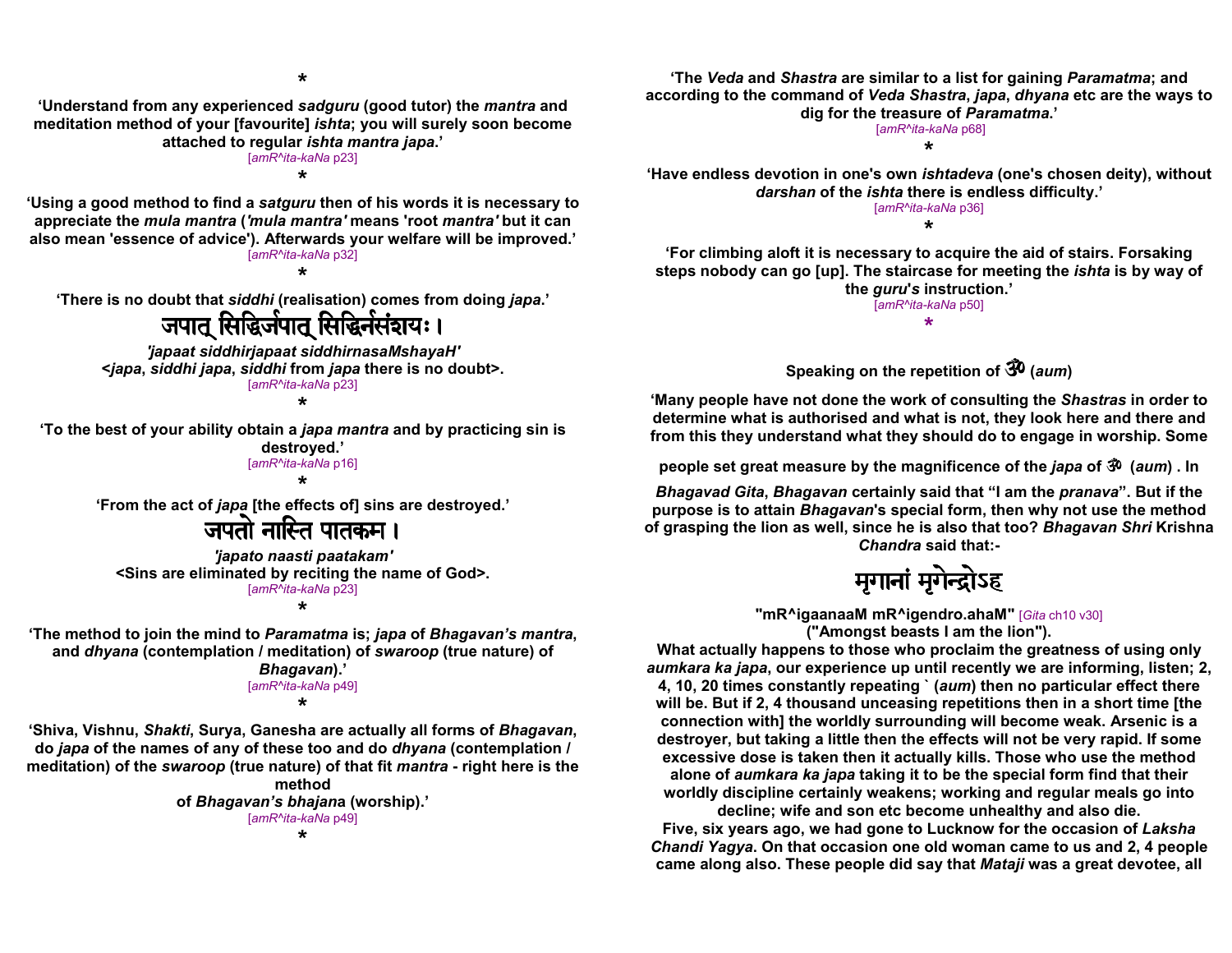\*

**'Understand from any experienced *sadguru* (good tutor) the *mantra* and meditation method of your [favourite] *ishta*; you will surely soon become attached to regular *ishta mantra japa*.'**

[*amR^ita-kaNa* p23]

\*

**'Using a good method to find a *satguru* then of his words it is necessary to appreciate the *mula mantra* (*'mula mantra'* means 'root *mantra'* but it can also mean 'essence of advice'). Afterwards your welfare will be improved.'**

[*amR^ita-kaNa* p32]

\*

**'There is no doubt that *siddhi* (realisation) comes from doing *japa*.'**

**जपात् सिद्धिर्जपात् सिद्धिर्नसंशयः।**

***'japaat siddhirjapaat siddhirnasaMshayaH'***

**<*japa*, *siddhi japa*, *siddhi* from *japa* there is no doubt>.**

[*amR^ita-kaNa* p23]

\*

**'To the best of your ability obtain a *japa mantra* and by practicing sin is destroyed.'**

[*amR^ita-kaNa* p16]

\*

**'From the act of *japa* [the effects of] sins are destroyed.'**

**जपतो नास्ति पातकम्।**

***'japato naasti paatakam'***

**<Sins are eliminated by reciting the name of God>.**

[*amR^ita-kaNa* p23]

\*

**'The method to join the mind to *Paramatma* is; *japa* of *Bhagavan's mantra*, and *dhyana* (contemplation / meditation) of *swaroop* (true nature) of *Bhagavan*).'**

[*amR^ita-kaNa* p49]

\*

**'Shiva, Vishnu, *Shakti*, Surya, Ganesha are actually all forms of *Bhagavan*, do *japa* of the names of any of these too and do *dhyana* (contemplation / meditation) of the *swaroop* (true nature) of that fit *mantra* - right here is the method of *Bhagavan's bhajan*a (worship).'**

[*amR^ita-kaNa* p49]

\*

**'The *Veda* and *Shastra* are similar to a list for gaining *Paramatma*; and according to the command of *Veda Shastra*, *japa*, *dhyana* etc are the ways to dig for the treasure of *Paramatma*.'**

[*amR^ita-kaNa* p68]

\*

**'Have endless devotion in one's own *ishtadeva* (one's chosen deity), without *darshan* of the *ishta* there is endless difficulty.'**

[*amR^ita-kaNa* p36]

\*

**'For climbing aloft it is necessary to acquire the aid of stairs. Forsaking steps nobody can go [up]. The staircase for meeting the *ishta* is by way of the *guru's* instruction.'**

[*amR^ita-kaNa* p50]

\*

**Speaking on the repetition of ॐ (*aum*)**

**'Many people have not done the work of consulting the *Shastras* in order to determine what is authorised and what is not, they look here and there and from this they understand what they should do to engage in worship. Some people set great measure by the magnificence of the *japa* of ॐ (*aum*) . In *Bhagavad Gita*, *Bhagavan* certainly said that "I am the *pranava*". But if the purpose is to attain *Bhagavan*'s special form, then why not use the method of grasping the lion as well, since he is also that too? *Bhagavan Shri* Krishna *Chandra* said that:-**

**मृगानां मृगेन्द्रोऽह**

**"mR^igaanaaM mR^igendro.ahaM"** [*Gita* ch10 v30]

**("Amongst beasts I am the lion").**

**What actually happens to those who proclaim the greatness of using only *aumkara ka japa*, our experience up until recently we are informing, listen; 2, 4, 10, 20 times constantly repeating ` (*aum*) then no particular effect there will be. But if 2, 4 thousand unceasing repetitions then in a short time [the connection with] the worldly surrounding will become weak. Arsenic is a destroyer, but taking a little then the effects will not be very rapid. If some excessive dose is taken then it actually kills. Those who use the method alone of *aumkara ka japa* taking it to be the special form find that their worldly discipline certainly weakens; working and regular meals go into decline; wife and son etc become unhealthy and also die.**

**Five, six years ago, we had gone to Lucknow for the occasion of *Laksha Chandi Yagya*. On that occasion one old woman came to us and 2, 4 people came along also. These people did say that *Mataji* was a great devotee, all**